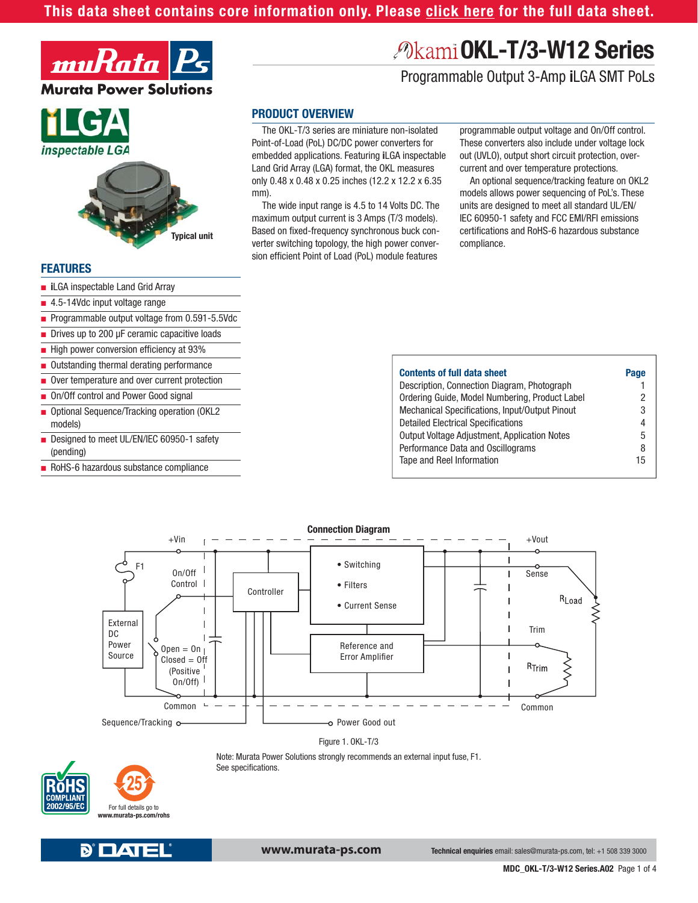This data sheet contains core information only. Please click here for the full data sheet.

# Okami OKL-T/3-W12 Series

## Programmable Output 3-Amp iLGA SMT PoLs

iLGA inspectable LGA

Typical unit

## PRODUCT OVERVIEW

The OKL-T/3 series are miniature non-isolated Point-of-Load (PoL) DC/DC power converters for embedded applications. Featuring iLGA inspectable Land Grid Array (LGA) format, the OKL measures only 0.48 x 0.48 x 0.25 inches (12.2 x 12.2 x 6.35 mm).

The wide input range is 4.5 to 14 Volts DC. The maximum output current is 3 Amps (T/3 models). Based on fixed-frequency synchronous buck converter switching topology, the high power conversion efficient Point of Load (PoL) module features programmable output voltage and On/Off control. These converters also include under voltage lock out (UVLO), output short circuit protection, over-current and over temperature protections.

An optional sequence/tracking feature on OKL2 models allows power sequencing of PoL's. These units are designed to meet all standard UL/EN/IEC 60950-1 safety and FCC EMI/RFI emissions certifications and RoHS-6 hazardous substance compliance.

## FEATURES

- iLGA inspectable Land Grid Array
- 4.5-14Vdc input voltage range
- Programmable output voltage from 0.591-5.5Vdc
- Drives up to 200 μF ceramic capacitive loads
- High power conversion efficiency at 93%
- Outstanding thermal derating performance
- Over temperature and over current protection
- On/Off control and Power Good signal
- Optional Sequence/Tracking operation (OKL2 models)
- Designed to meet UL/EN/IEC 60950-1 safety (pending)
- RoHS-6 hazardous substance compliance

| Contents of full data sheet | Page |
|---|---|
| Description, Connection Diagram, Photograph | 1 |
| Ordering Guide, Model Numbering, Product Label | 2 |
| Mechanical Specifications, Input/Output Pinout | 3 |
| Detailed Electrical Specifications | 4 |
| Output Voltage Adjustment, Application Notes | 5 |
| Performance Data and Oscillograms | 8 |
| Tape and Reel Information | 15 |

**Connection Diagram**

Figure 1. OKL-T/3

Note: Murata Power Solutions strongly recommends an external input fuse, F1. See specifications.

RoHS COMPLIANT 2002/95/EC

For full details go to www.murata-ps.com/rohs

www.murata-ps.com

**Technical enquiries** email: sales@murata-ps.com, tel: +1 508 339 3000

MDC_OKL-T/3-W12 Series.A02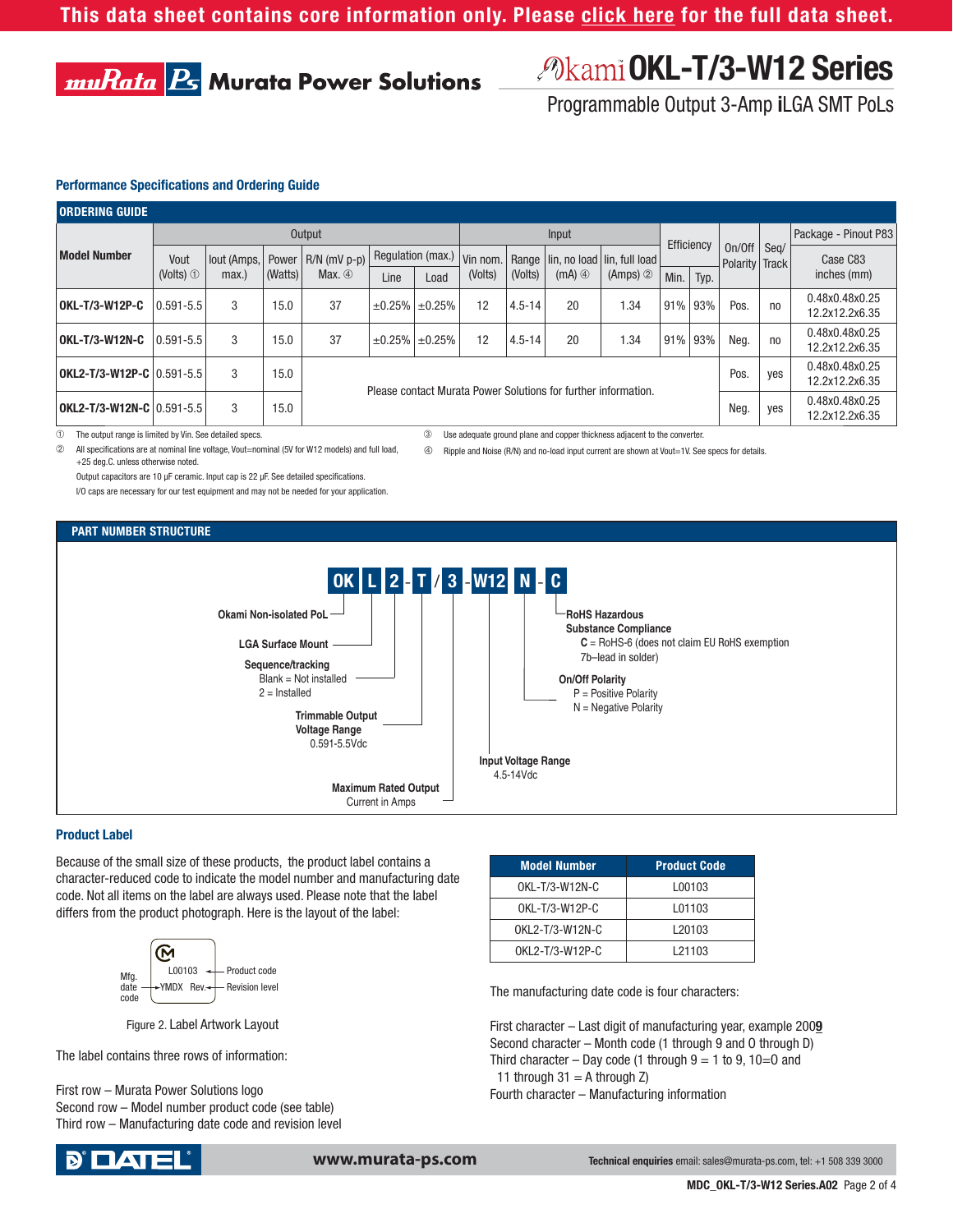## Performance Specifications and Ordering Guide

**ORDERING GUIDE**

| Model Number | Output | | | | | | Input | | | | Efficiency | | On/Off Polarity | Seq/ Track | Package - Pinout P83 |
|---|---|---|---|---|---|---|---|---|---|---|---|---|---|---|---|
| | Vout (Volts) ① | Iout (Amps, max.) | Power (Watts) | R/N (mV p-p) Max. ④ | Regulation (max.) | | Vin nom. (Volts) | Range (Volts) | Iin, no load (mA) ④ | Iin, full load (Amps) ② | Min. | Typ. | | | Case C83 inches (mm) |
| | | | | | Line | Load | | | | | | | | | |
| **OKL-T/3-W12P-C** | 0.591-5.5 | 3 | 15.0 | 37 | ±0.25% | ±0.25% | 12 | 4.5-14 | 20 | 1.34 | 91% | 93% | Pos. | no | 0.48x0.48x0.25 12.2x12.2x6.35 |
| **OKL-T/3-W12N-C** | 0.591-5.5 | 3 | 15.0 | 37 | ±0.25% | ±0.25% | 12 | 4.5-14 | 20 | 1.34 | 91% | 93% | Neg. | no | 0.48x0.48x0.25 12.2x12.2x6.35 |
| **OKL2-T/3-W12P-C** | 0.591-5.5 | 3 | 15.0 | Please contact Murata Power Solutions for further information. | | | | | | | | | Pos. | yes | 0.48x0.48x0.25 12.2x12.2x6.35 |
| **OKL2-T/3-W12N-C** | 0.591-5.5 | 3 | 15.0 | | | | | | | | | | Neg. | yes | 0.48x0.48x0.25 12.2x12.2x6.35 |

① The output range is limited by Vin. See detailed specs.

② All specifications are at nominal line voltage, Vout=nominal (5V for W12 models) and full load, +25 deg.C. unless otherwise noted.
Output capacitors are 10 µF ceramic. Input cap is 22 µF. See detailed specifications.
I/O caps are necessary for our test equipment and may not be needed for your application.

③ Use adequate ground plane and copper thickness adjacent to the converter.

④ Ripple and Noise (R/N) and no-load input current are shown at Vout=1V. See specs for details.

**PART NUMBER STRUCTURE**

**OK L 2 - T / 3 - W12 N - C**

- **OK** – **Okami Non-isolated PoL**
- **L** – **LGA Surface Mount**
- **2** – **Sequence/tracking**
  Blank = Not installed
  2 = Installed
- **T** – **Trimmable Output Voltage Range**
  0.591-5.5Vdc
- **3** – **Maximum Rated Output** Current in Amps
- **W12** – **Input Voltage Range**
  4.5-14Vdc
- **N** – **On/Off Polarity**
  P = Positive Polarity
  N = Negative Polarity
- **C** – **RoHS Hazardous Substance Compliance**
  **C** = RoHS-6 (does not claim EU RoHS exemption 7b–lead in solder)

## Product Label

Because of the small size of these products, the product label contains a character-reduced code to indicate the model number and manufacturing date code. Not all items on the label are always used. Please note that the label differs from the product photograph. Here is the layout of the label:

```
          [Logo]
          L00103   <-- Product code
Mfg. date code --> YMDX  Rev. <-- Revision level
```

Figure 2. Label Artwork Layout

The label contains three rows of information:

First row – Murata Power Solutions logo
Second row – Model number product code (see table)
Third row – Manufacturing date code and revision level

| Model Number | Product Code |
|---|---|
| OKL-T/3-W12N-C | L00103 |
| OKL-T/3-W12P-C | L01103 |
| OKL2-T/3-W12N-C | L20103 |
| OKL2-T/3-W12P-C | L21103 |

The manufacturing date code is four characters:

First character – Last digit of manufacturing year, example 200**9**
Second character – Month code (1 through 9 and O through D)
Third character – Day code (1 through 9 = 1 to 9, 10=0 and 11 through 31 = A through Z)
Fourth character – Manufacturing information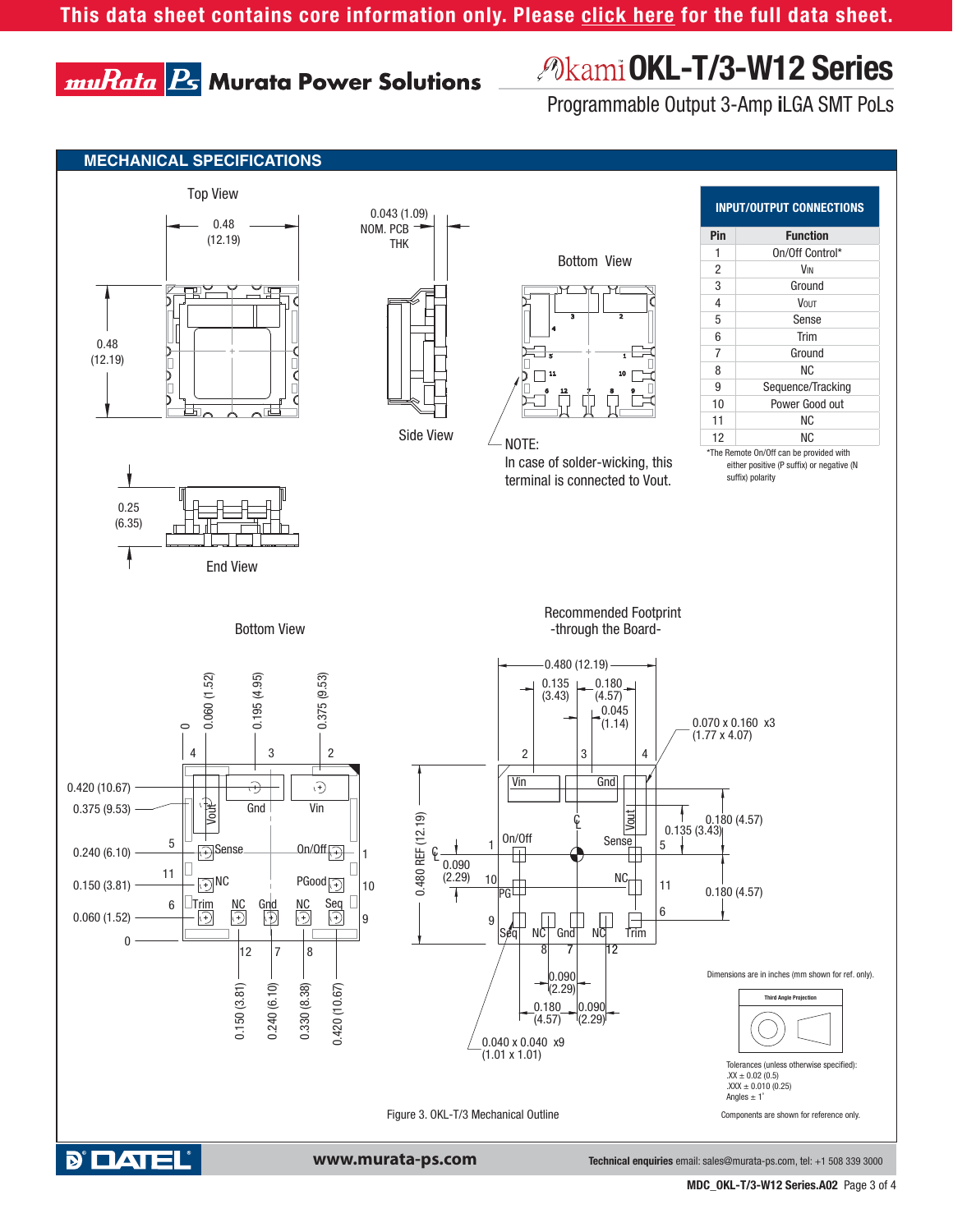This data sheet contains core information only. Please click here for the full data sheet.

# Okami OKL-T/3-W12 Series

Programmable Output 3-Amp iLGA SMT PoLs

## MECHANICAL SPECIFICATIONS

Top View

0.48 (12.19)

0.48 (12.19)

0.043 (1.09) NOM. PCB THK

Side View

Bottom View

NOTE:
In case of solder-wicking, this terminal is connected to Vout.

0.25 (6.35)

End View

### INPUT/OUTPUT CONNECTIONS

| Pin | Function |
|---|---|
| 1 | On/Off Control* |
| 2 | $V_{IN}$ |
| 3 | Ground |
| 4 | $V_{OUT}$ |
| 5 | Sense |
| 6 | Trim |
| 7 | Ground |
| 8 | NC |
| 9 | Sequence/Tracking |
| 10 | Power Good out |
| 11 | NC |
| 12 | NC |

*The Remote On/Off can be provided with either positive (P suffix) or negative (N suffix) polarity

Bottom View

0, 0.060 (1.52), 0.195 (4.95), 0.375 (9.53)

0.420 (10.67), 0.375 (9.53), 0.240 (6.10), 0.150 (3.81), 0.060 (1.52), 0

Vout, Gnd, Vin, Sense, On/Off, NC, PGood, Trim, NC, Gnd, NC, Seq

0.150 (3.81), 0.240 (6.10), 0.330 (8.38), 0.420 (10.67)

Recommended Footprint -through the Board-

0.480 (12.19)

0.135 (3.43)

0.180 (4.57)

0.045 (1.14)

0.070 x 0.160 x3 (1.77 x 4.07)

0.480 REF (12.19)

0.090 (2.29)

0.180 (4.57)

0.135 (3.43)

0.180 (4.57)

0.090 (2.29)

0.180 (4.57)

0.090 (2.29)

0.040 x 0.040 x9 (1.01 x 1.01)

Dimensions are in inches (mm shown for ref. only).

Third Angle Projection

Tolerances (unless otherwise specified):
.XX ± 0.02 (0.5)
.XXX ± 0.010 (0.25)
Angles ± 1˚

Components are shown for reference only.

Figure 3. OKL-T/3 Mechanical Outline

www.murata-ps.com

Technical enquiries email: sales@murata-ps.com, tel: +1 508 339 3000

MDC_OKL-T/3-W12 Series.A02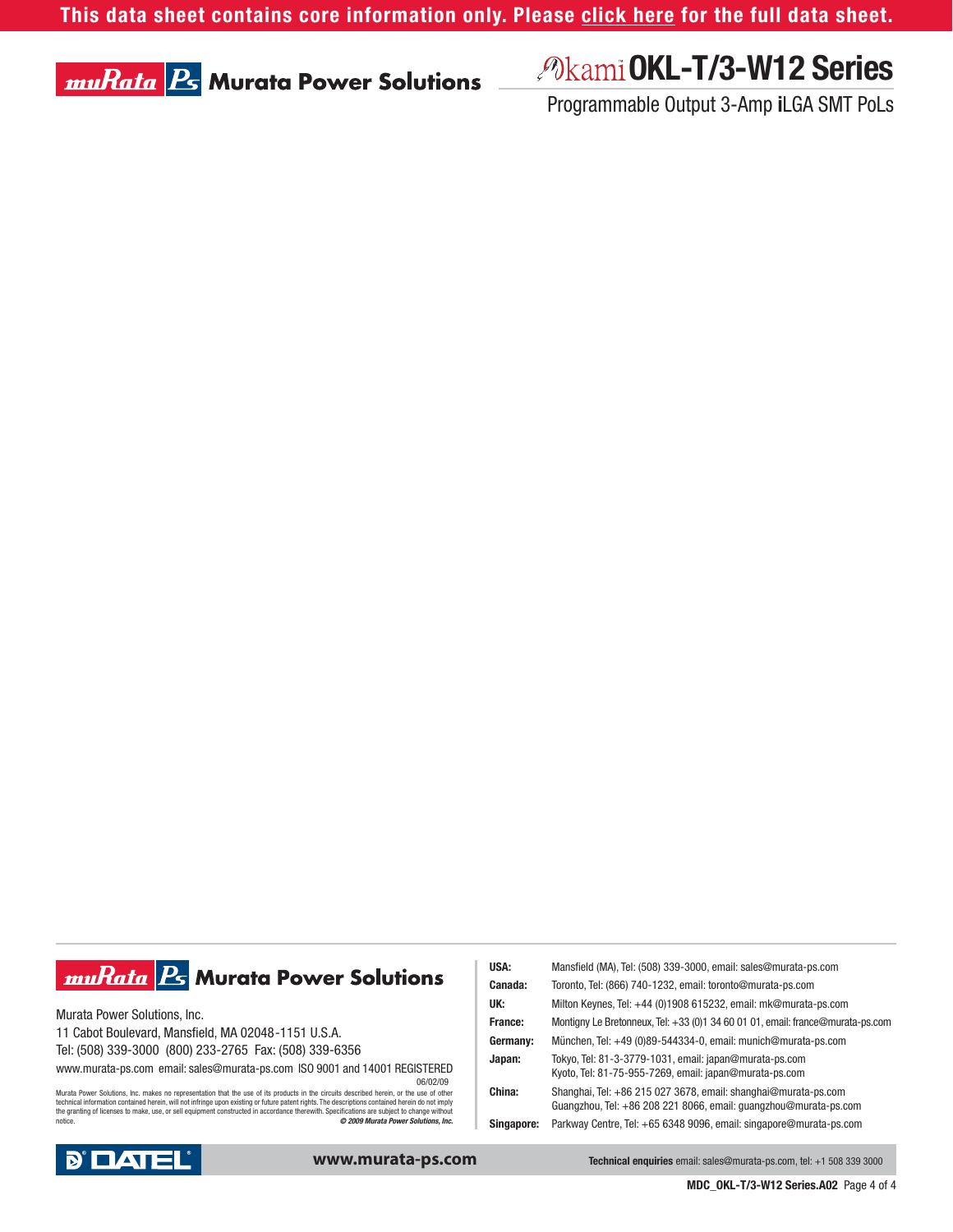This data sheet contains core information only. Please click here for the full data sheet.

Murata Power Solutions, Inc.
11 Cabot Boulevard, Mansfield, MA 02048-1151 U.S.A.
Tel: (508) 339-3000 (800) 233-2765 Fax: (508) 339-6356
www.murata-ps.com email: sales@murata-ps.com ISO 9001 and 14001 REGISTERED

06/02/09

Murata Power Solutions, Inc. makes no representation that the use of its products in the circuits described herein, or the use of other technical information contained herein, will not infringe upon existing or future patent rights. The descriptions contained herein do not imply the granting of licenses to make, use, or sell equipment constructed in accordance therewith. Specifications are subject to change without notice.

*© 2009 Murata Power Solutions, Inc.*

| | |
|---|---|
| **USA:** | Mansfield (MA), Tel: (508) 339-3000, email: sales@murata-ps.com |
| **Canada:** | Toronto, Tel: (866) 740-1232, email: toronto@murata-ps.com |
| **UK:** | Milton Keynes, Tel: +44 (0)1908 615232, email: mk@murata-ps.com |
| **France:** | Montigny Le Bretonneux, Tel: +33 (0)1 34 60 01 01, email: france@murata-ps.com |
| **Germany:** | München, Tel: +49 (0)89-544334-0, email: munich@murata-ps.com |
| **Japan:** | Tokyo, Tel: 81-3-3779-1031, email: japan@murata-ps.com<br>Kyoto, Tel: 81-75-955-7269, email: japan@murata-ps.com |
| **China:** | Shanghai, Tel: +86 215 027 3678, email: shanghai@murata-ps.com<br>Guangzhou, Tel: +86 208 221 8066, email: guangzhou@murata-ps.com |
| **Singapore:** | Parkway Centre, Tel: +65 6348 9096, email: singapore@murata-ps.com |

www.murata-ps.com

**Technical enquiries** email: sales@murata-ps.com, tel: +1 508 339 3000